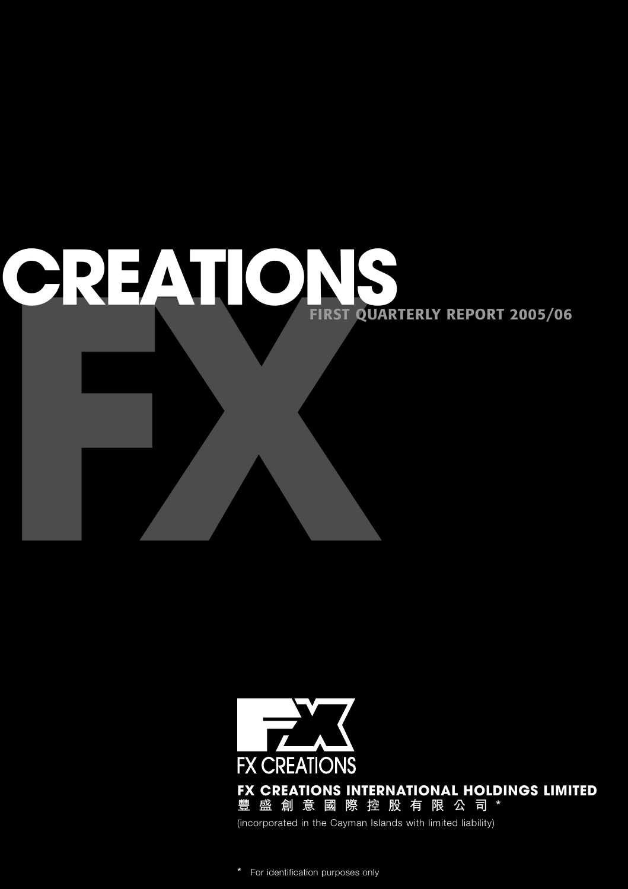# CREATIONS FX

## FIRST QUARTERLY REPORT 2005/06

FX CREATIONS

**FX CREATIONS INTERNATIONAL HOLDINGS LIMITED**

**豐盛創意國際控股有限公司 ***

(incorporated in the Cayman Islands with limited liability)

* For identification purposes only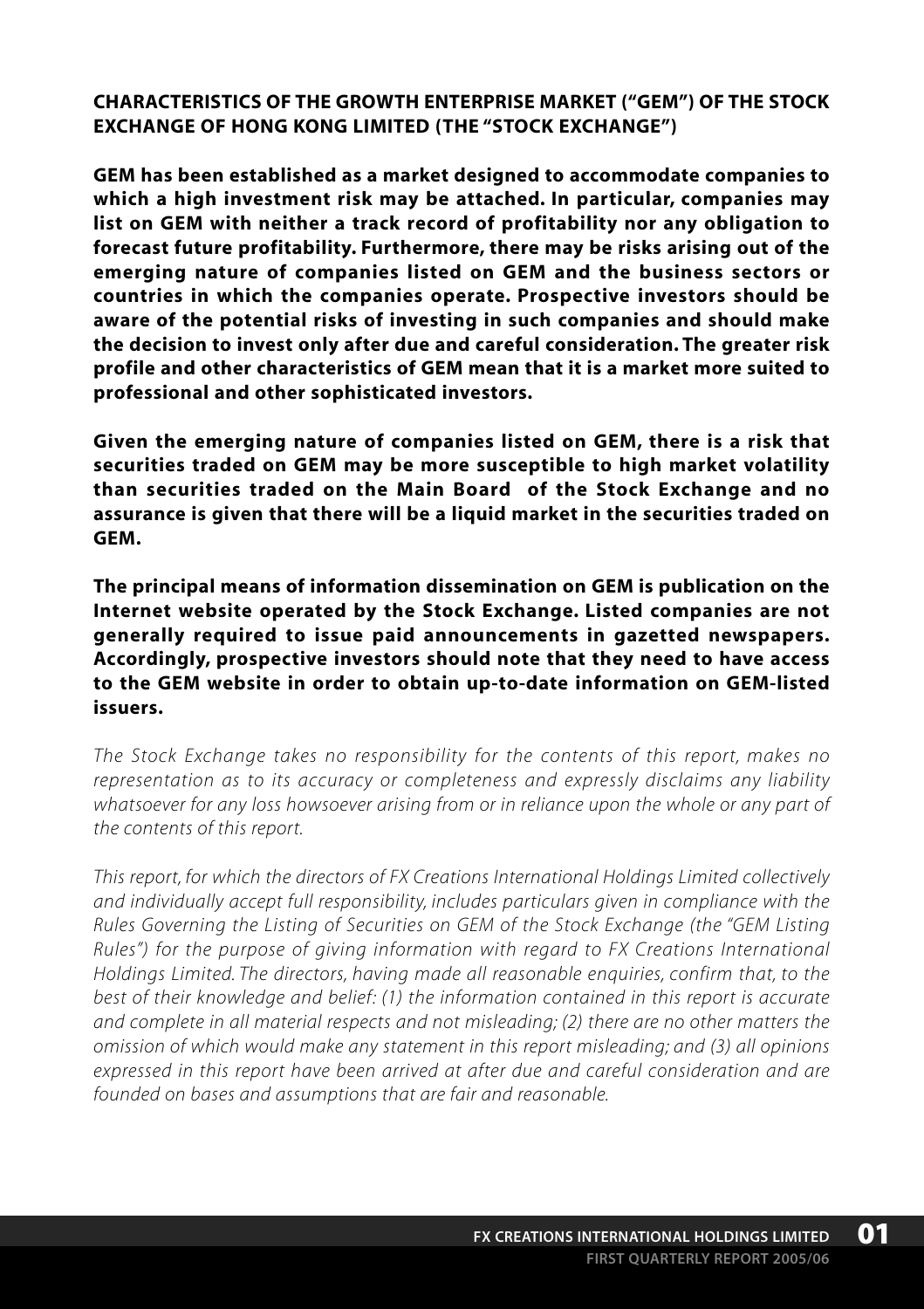## CHARACTERISTICS OF THE GROWTH ENTERPRISE MARKET ("GEM") OF THE STOCK EXCHANGE OF HONG KONG LIMITED (THE "STOCK EXCHANGE")

**GEM has been established as a market designed to accommodate companies to which a high investment risk may be attached. In particular, companies may list on GEM with neither a track record of profitability nor any obligation to forecast future profitability. Furthermore, there may be risks arising out of the emerging nature of companies listed on GEM and the business sectors or countries in which the companies operate. Prospective investors should be aware of the potential risks of investing in such companies and should make the decision to invest only after due and careful consideration. The greater risk profile and other characteristics of GEM mean that it is a market more suited to professional and other sophisticated investors.**

**Given the emerging nature of companies listed on GEM, there is a risk that securities traded on GEM may be more susceptible to high market volatility than securities traded on the Main Board of the Stock Exchange and no assurance is given that there will be a liquid market in the securities traded on GEM.**

**The principal means of information dissemination on GEM is publication on the Internet website operated by the Stock Exchange. Listed companies are not generally required to issue paid announcements in gazetted newspapers. Accordingly, prospective investors should note that they need to have access to the GEM website in order to obtain up-to-date information on GEM-listed issuers.**

*The Stock Exchange takes no responsibility for the contents of this report, makes no representation as to its accuracy or completeness and expressly disclaims any liability whatsoever for any loss howsoever arising from or in reliance upon the whole or any part of the contents of this report.*

*This report, for which the directors of FX Creations International Holdings Limited collectively and individually accept full responsibility, includes particulars given in compliance with the Rules Governing the Listing of Securities on GEM of the Stock Exchange (the "GEM Listing Rules") for the purpose of giving information with regard to FX Creations International Holdings Limited. The directors, having made all reasonable enquiries, confirm that, to the best of their knowledge and belief: (1) the information contained in this report is accurate and complete in all material respects and not misleading; (2) there are no other matters the omission of which would make any statement in this report misleading; and (3) all opinions expressed in this report have been arrived at after due and careful consideration and are founded on bases and assumptions that are fair and reasonable.*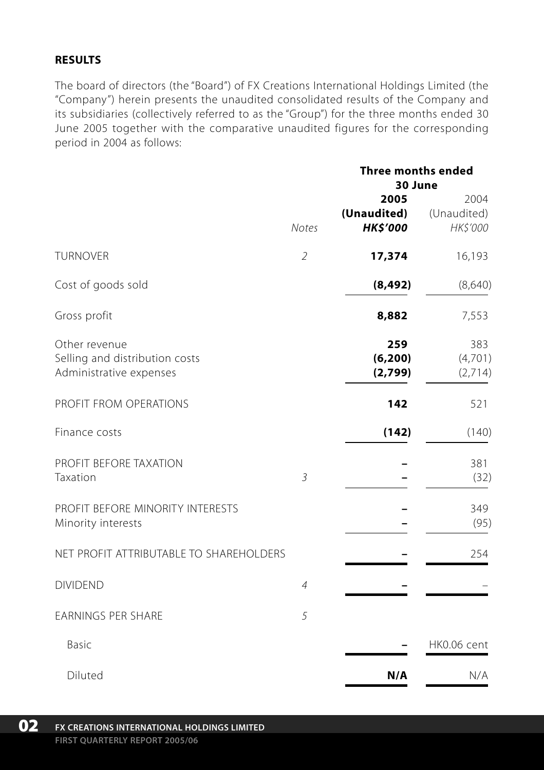## RESULTS

The board of directors (the "Board") of FX Creations International Holdings Limited (the "Company") herein presents the unaudited consolidated results of the Company and its subsidiaries (collectively referred to as the "Group") for the three months ended 30 June 2005 together with the comparative unaudited figures for the corresponding period in 2004 as follows:

| | | Three months ended 30 June | |
|---|---|---|---|
| | | **2005** | 2004 |
| | | **(Unaudited)** | (Unaudited) |
| | *Notes* | ***HK$'000*** | *HK$'000* |
| TURNOVER | *2* | **17,374** | 16,193 |
| Cost of goods sold | | **(8,492)** | (8,640) |
| Gross profit | | **8,882** | 7,553 |
| Other revenue | | **259** | 383 |
| Selling and distribution costs | | **(6,200)** | (4,701) |
| Administrative expenses | | **(2,799)** | (2,714) |
| PROFIT FROM OPERATIONS | | **142** | 521 |
| Finance costs | | **(142)** | (140) |
| PROFIT BEFORE TAXATION | | **–** | 381 |
| Taxation | *3* | **–** | (32) |
| PROFIT BEFORE MINORITY INTERESTS | | **–** | 349 |
| Minority interests | | **–** | (95) |
| NET PROFIT ATTRIBUTABLE TO SHAREHOLDERS | | **–** | 254 |
| DIVIDEND | *4* | **–** | – |
| EARNINGS PER SHARE | *5* | | |
| Basic | | **–** | HK0.06 cent |
| Diluted | | **N/A** | N/A |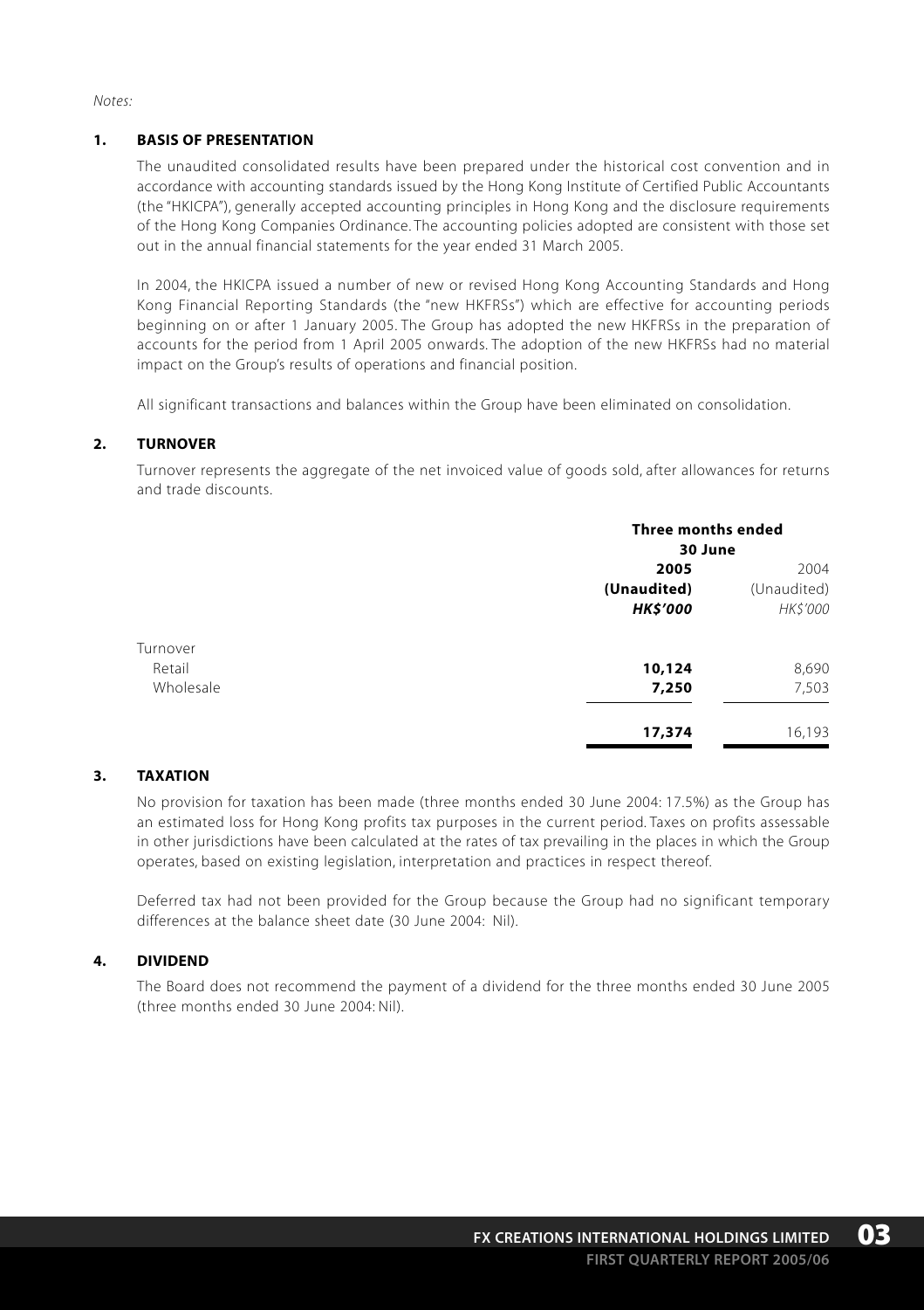*Notes:*

**1. BASIS OF PRESENTATION**

The unaudited consolidated results have been prepared under the historical cost convention and in accordance with accounting standards issued by the Hong Kong Institute of Certified Public Accountants (the "HKICPA"), generally accepted accounting principles in Hong Kong and the disclosure requirements of the Hong Kong Companies Ordinance. The accounting policies adopted are consistent with those set out in the annual financial statements for the year ended 31 March 2005.

In 2004, the HKICPA issued a number of new or revised Hong Kong Accounting Standards and Hong Kong Financial Reporting Standards (the "new HKFRSs") which are effective for accounting periods beginning on or after 1 January 2005. The Group has adopted the new HKFRSs in the preparation of accounts for the period from 1 April 2005 onwards. The adoption of the new HKFRSs had no material impact on the Group's results of operations and financial position.

All significant transactions and balances within the Group have been eliminated on consolidation.

**2. TURNOVER**

Turnover represents the aggregate of the net invoiced value of goods sold, after allowances for returns and trade discounts.

| | **Three months ended 30 June** | |
|---|---|---|
| | **2005** | 2004 |
| | **(Unaudited)** | (Unaudited) |
| | ***HK$'000*** | *HK$'000* |
| Turnover | | |
| Retail | **10,124** | 8,690 |
| Wholesale | **7,250** | 7,503 |
| | **17,374** | 16,193 |

**3. TAXATION**

No provision for taxation has been made (three months ended 30 June 2004: 17.5%) as the Group has an estimated loss for Hong Kong profits tax purposes in the current period. Taxes on profits assessable in other jurisdictions have been calculated at the rates of tax prevailing in the places in which the Group operates, based on existing legislation, interpretation and practices in respect thereof.

Deferred tax had not been provided for the Group because the Group had no significant temporary differences at the balance sheet date (30 June 2004: Nil).

**4. DIVIDEND**

The Board does not recommend the payment of a dividend for the three months ended 30 June 2005 (three months ended 30 June 2004: Nil).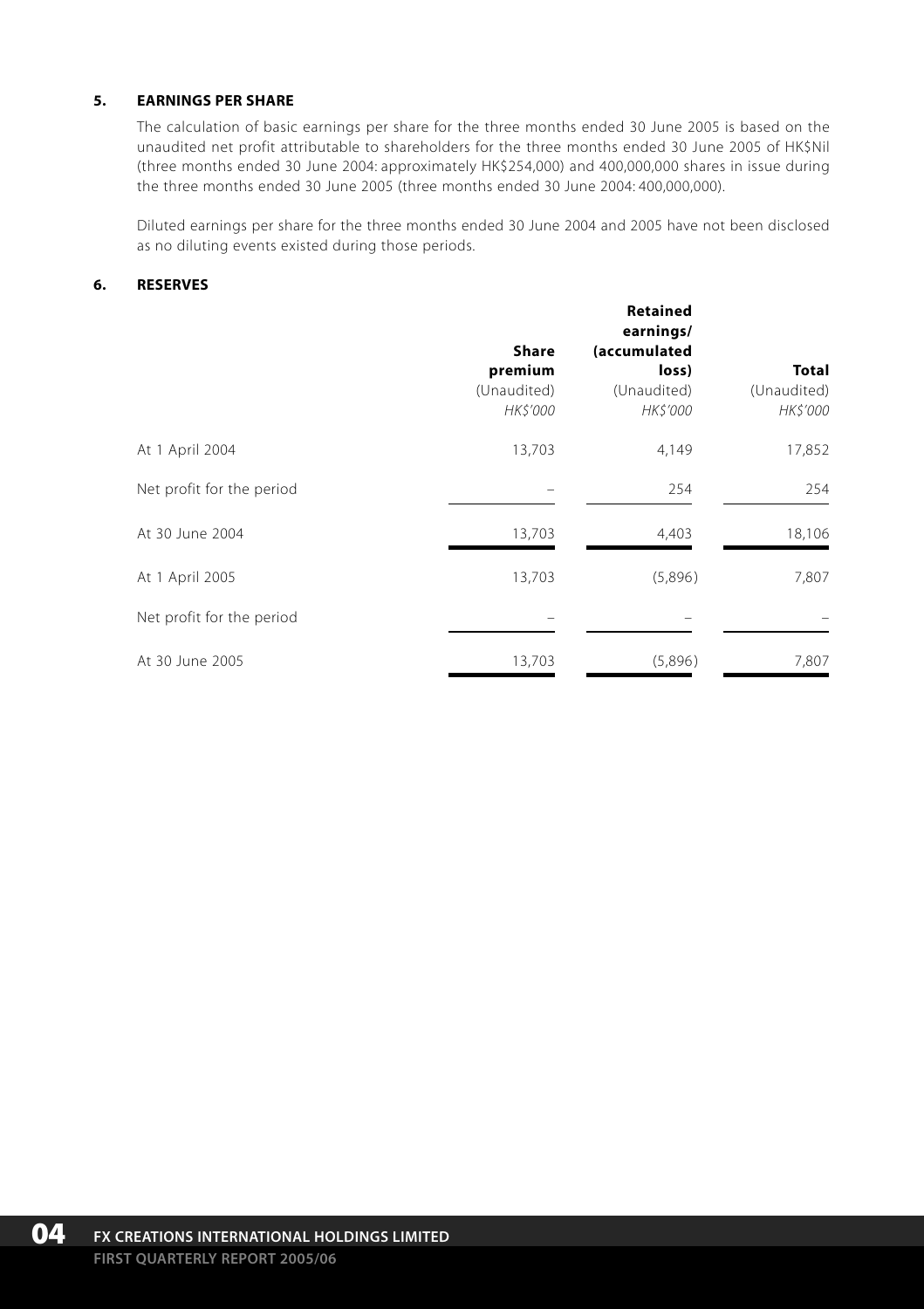### 5. EARNINGS PER SHARE

The calculation of basic earnings per share for the three months ended 30 June 2005 is based on the unaudited net profit attributable to shareholders for the three months ended 30 June 2005 of HK$Nil (three months ended 30 June 2004: approximately HK$254,000) and 400,000,000 shares in issue during the three months ended 30 June 2005 (three months ended 30 June 2004: 400,000,000).

Diluted earnings per share for the three months ended 30 June 2004 and 2005 have not been disclosed as no diluting events existed during those periods.

### 6. RESERVES

| | **Share premium** (Unaudited) *HK$'000* | **Retained earnings/ (accumulated loss)** (Unaudited) *HK$'000* | **Total** (Unaudited) *HK$'000* |
|---|---|---|---|
| At 1 April 2004 | 13,703 | 4,149 | 17,852 |
| Net profit for the period | – | 254 | 254 |
| At 30 June 2004 | 13,703 | 4,403 | 18,106 |
| At 1 April 2005 | 13,703 | (5,896) | 7,807 |
| Net profit for the period | – | – | – |
| At 30 June 2005 | 13,703 | (5,896) | 7,807 |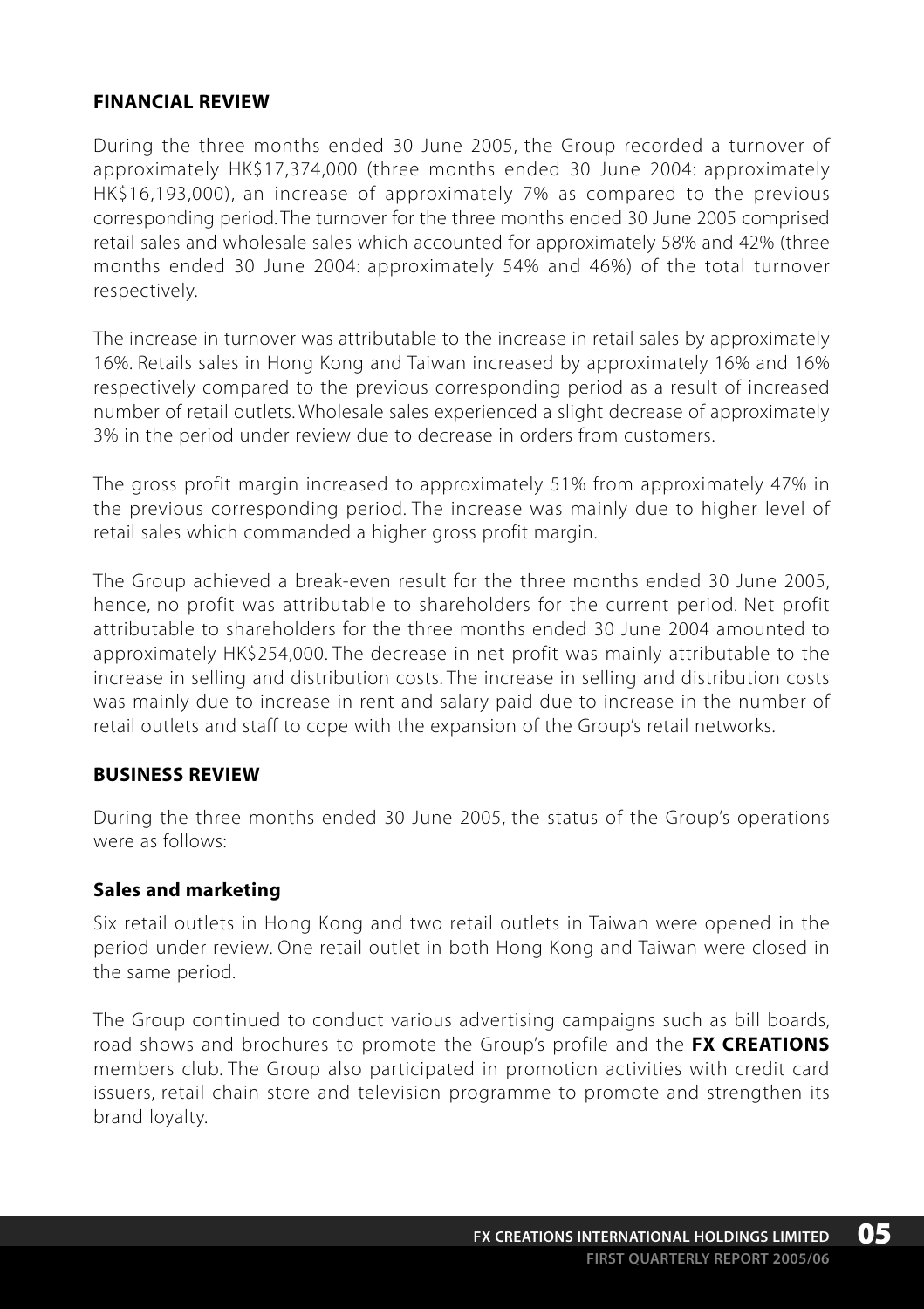## FINANCIAL REVIEW

During the three months ended 30 June 2005, the Group recorded a turnover of approximately HK$17,374,000 (three months ended 30 June 2004: approximately HK$16,193,000), an increase of approximately 7% as compared to the previous corresponding period. The turnover for the three months ended 30 June 2005 comprised retail sales and wholesale sales which accounted for approximately 58% and 42% (three months ended 30 June 2004: approximately 54% and 46%) of the total turnover respectively.

The increase in turnover was attributable to the increase in retail sales by approximately 16%. Retails sales in Hong Kong and Taiwan increased by approximately 16% and 16% respectively compared to the previous corresponding period as a result of increased number of retail outlets. Wholesale sales experienced a slight decrease of approximately 3% in the period under review due to decrease in orders from customers.

The gross profit margin increased to approximately 51% from approximately 47% in the previous corresponding period. The increase was mainly due to higher level of retail sales which commanded a higher gross profit margin.

The Group achieved a break-even result for the three months ended 30 June 2005, hence, no profit was attributable to shareholders for the current period. Net profit attributable to shareholders for the three months ended 30 June 2004 amounted to approximately HK$254,000. The decrease in net profit was mainly attributable to the increase in selling and distribution costs. The increase in selling and distribution costs was mainly due to increase in rent and salary paid due to increase in the number of retail outlets and staff to cope with the expansion of the Group's retail networks.

## BUSINESS REVIEW

During the three months ended 30 June 2005, the status of the Group's operations were as follows:

### Sales and marketing

Six retail outlets in Hong Kong and two retail outlets in Taiwan were opened in the period under review. One retail outlet in both Hong Kong and Taiwan were closed in the same period.

The Group continued to conduct various advertising campaigns such as bill boards, road shows and brochures to promote the Group's profile and the **FX CREATIONS** members club. The Group also participated in promotion activities with credit card issuers, retail chain store and television programme to promote and strengthen its brand loyalty.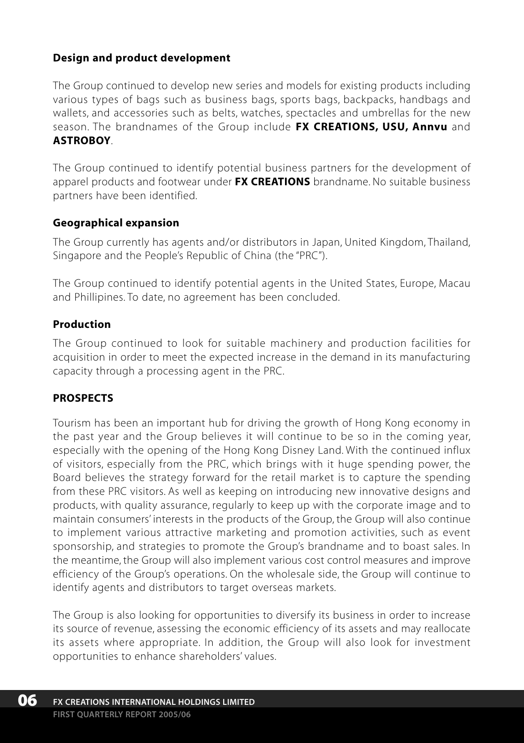### Design and product development

The Group continued to develop new series and models for existing products including various types of bags such as business bags, sports bags, backpacks, handbags and wallets, and accessories such as belts, watches, spectacles and umbrellas for the new season. The brandnames of the Group include **FX CREATIONS, USU, Annvu** and **ASTROBOY**.

The Group continued to identify potential business partners for the development of apparel products and footwear under **FX CREATIONS** brandname. No suitable business partners have been identified.

### Geographical expansion

The Group currently has agents and/or distributors in Japan, United Kingdom, Thailand, Singapore and the People's Republic of China (the "PRC").

The Group continued to identify potential agents in the United States, Europe, Macau and Phillipines. To date, no agreement has been concluded.

### Production

The Group continued to look for suitable machinery and production facilities for acquisition in order to meet the expected increase in the demand in its manufacturing capacity through a processing agent in the PRC.

## PROSPECTS

Tourism has been an important hub for driving the growth of Hong Kong economy in the past year and the Group believes it will continue to be so in the coming year, especially with the opening of the Hong Kong Disney Land. With the continued influx of visitors, especially from the PRC, which brings with it huge spending power, the Board believes the strategy forward for the retail market is to capture the spending from these PRC visitors. As well as keeping on introducing new innovative designs and products, with quality assurance, regularly to keep up with the corporate image and to maintain consumers' interests in the products of the Group, the Group will also continue to implement various attractive marketing and promotion activities, such as event sponsorship, and strategies to promote the Group's brandname and to boast sales. In the meantime, the Group will also implement various cost control measures and improve efficiency of the Group's operations. On the wholesale side, the Group will continue to identify agents and distributors to target overseas markets.

The Group is also looking for opportunities to diversify its business in order to increase its source of revenue, assessing the economic efficiency of its assets and may reallocate its assets where appropriate. In addition, the Group will also look for investment opportunities to enhance shareholders' values.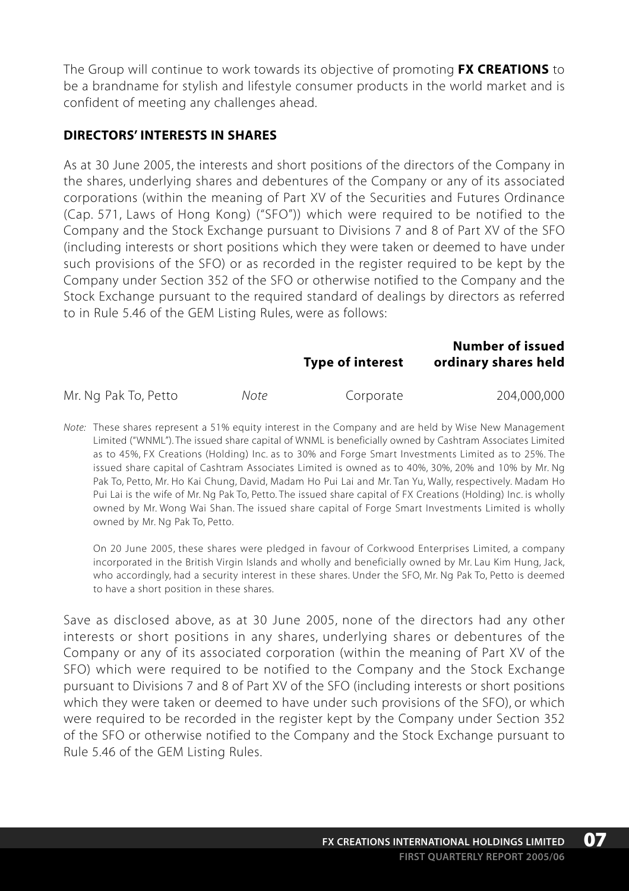The Group will continue to work towards its objective of promoting **FX CREATIONS** to be a brandname for stylish and lifestyle consumer products in the world market and is confident of meeting any challenges ahead.

## DIRECTORS' INTERESTS IN SHARES

As at 30 June 2005, the interests and short positions of the directors of the Company in the shares, underlying shares and debentures of the Company or any of its associated corporations (within the meaning of Part XV of the Securities and Futures Ordinance (Cap. 571, Laws of Hong Kong) ("SFO")) which were required to be notified to the Company and the Stock Exchange pursuant to Divisions 7 and 8 of Part XV of the SFO (including interests or short positions which they were taken or deemed to have under such provisions of the SFO) or as recorded in the register required to be kept by the Company under Section 352 of the SFO or otherwise notified to the Company and the Stock Exchange pursuant to the required standard of dealings by directors as referred to in Rule 5.46 of the GEM Listing Rules, were as follows:

| | | **Type of interest** | **Number of issued ordinary shares held** |
|---|---|---|---|
| Mr. Ng Pak To, Petto | *Note* | Corporate | 204,000,000 |

*Note:* These shares represent a 51% equity interest in the Company and are held by Wise New Management Limited ("WNML"). The issued share capital of WNML is beneficially owned by Cashtram Associates Limited as to 45%, FX Creations (Holding) Inc. as to 30% and Forge Smart Investments Limited as to 25%. The issued share capital of Cashtram Associates Limited is owned as to 40%, 30%, 20% and 10% by Mr. Ng Pak To, Petto, Mr. Ho Kai Chung, David, Madam Ho Pui Lai and Mr. Tan Yu, Wally, respectively. Madam Ho Pui Lai is the wife of Mr. Ng Pak To, Petto. The issued share capital of FX Creations (Holding) Inc. is wholly owned by Mr. Wong Wai Shan. The issued share capital of Forge Smart Investments Limited is wholly owned by Mr. Ng Pak To, Petto.

On 20 June 2005, these shares were pledged in favour of Corkwood Enterprises Limited, a company incorporated in the British Virgin Islands and wholly and beneficially owned by Mr. Lau Kim Hung, Jack, who accordingly, had a security interest in these shares. Under the SFO, Mr. Ng Pak To, Petto is deemed to have a short position in these shares.

Save as disclosed above, as at 30 June 2005, none of the directors had any other interests or short positions in any shares, underlying shares or debentures of the Company or any of its associated corporation (within the meaning of Part XV of the SFO) which were required to be notified to the Company and the Stock Exchange pursuant to Divisions 7 and 8 of Part XV of the SFO (including interests or short positions which they were taken or deemed to have under such provisions of the SFO), or which were required to be recorded in the register kept by the Company under Section 352 of the SFO or otherwise notified to the Company and the Stock Exchange pursuant to Rule 5.46 of the GEM Listing Rules.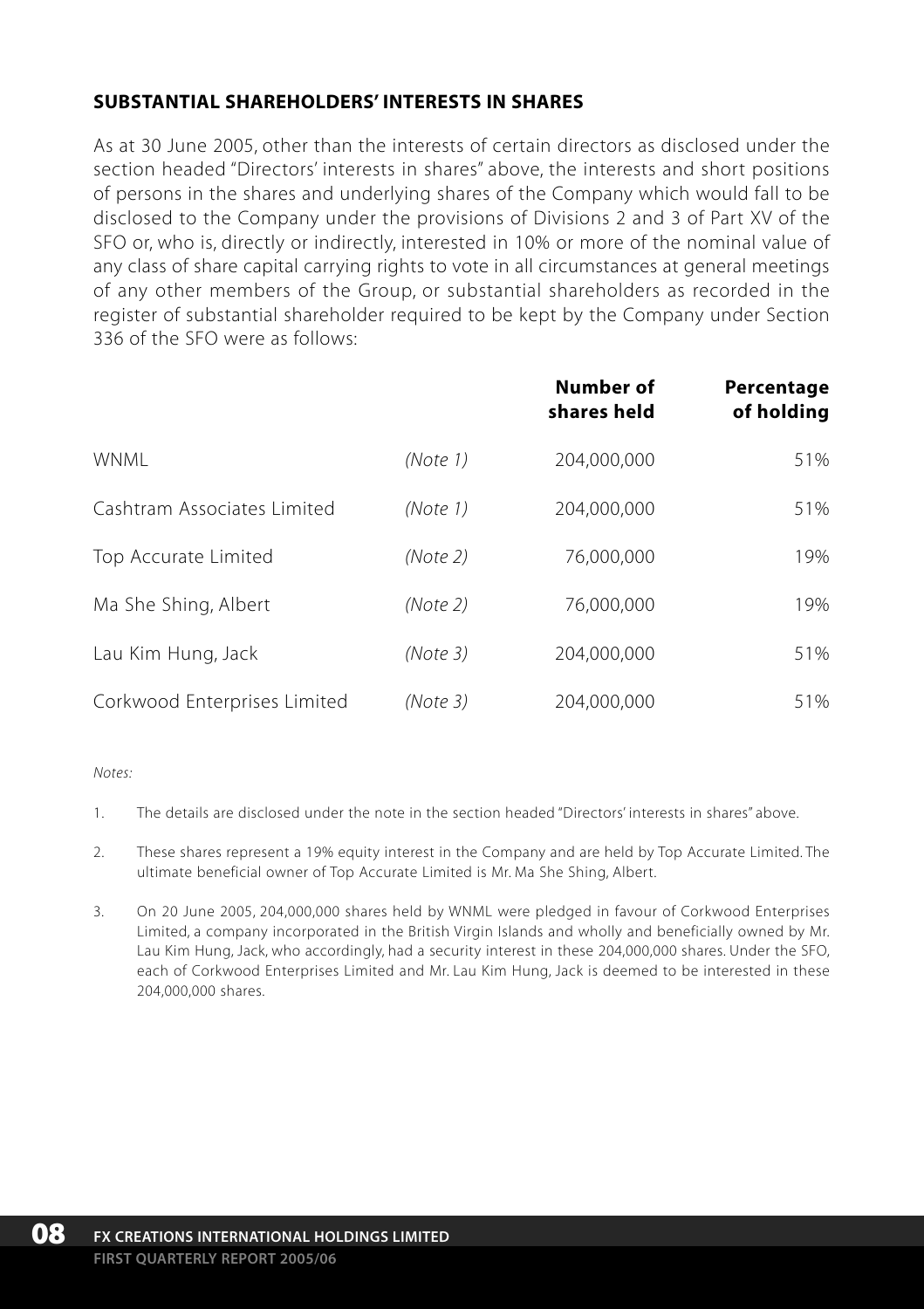## SUBSTANTIAL SHAREHOLDERS' INTERESTS IN SHARES

As at 30 June 2005, other than the interests of certain directors as disclosed under the section headed "Directors' interests in shares" above, the interests and short positions of persons in the shares and underlying shares of the Company which would fall to be disclosed to the Company under the provisions of Divisions 2 and 3 of Part XV of the SFO or, who is, directly or indirectly, interested in 10% or more of the nominal value of any class of share capital carrying rights to vote in all circumstances at general meetings of any other members of the Group, or substantial shareholders as recorded in the register of substantial shareholder required to be kept by the Company under Section 336 of the SFO were as follows:

| | | Number of shares held | Percentage of holding |
|---|---|---|---|
| WNML | *(Note 1)* | 204,000,000 | 51% |
| Cashtram Associates Limited | *(Note 1)* | 204,000,000 | 51% |
| Top Accurate Limited | *(Note 2)* | 76,000,000 | 19% |
| Ma She Shing, Albert | *(Note 2)* | 76,000,000 | 19% |
| Lau Kim Hung, Jack | *(Note 3)* | 204,000,000 | 51% |
| Corkwood Enterprises Limited | *(Note 3)* | 204,000,000 | 51% |

*Notes:*

1. The details are disclosed under the note in the section headed "Directors' interests in shares" above.
2. These shares represent a 19% equity interest in the Company and are held by Top Accurate Limited. The ultimate beneficial owner of Top Accurate Limited is Mr. Ma She Shing, Albert.
3. On 20 June 2005, 204,000,000 shares held by WNML were pledged in favour of Corkwood Enterprises Limited, a company incorporated in the British Virgin Islands and wholly and beneficially owned by Mr. Lau Kim Hung, Jack, who accordingly, had a security interest in these 204,000,000 shares. Under the SFO, each of Corkwood Enterprises Limited and Mr. Lau Kim Hung, Jack is deemed to be interested in these 204,000,000 shares.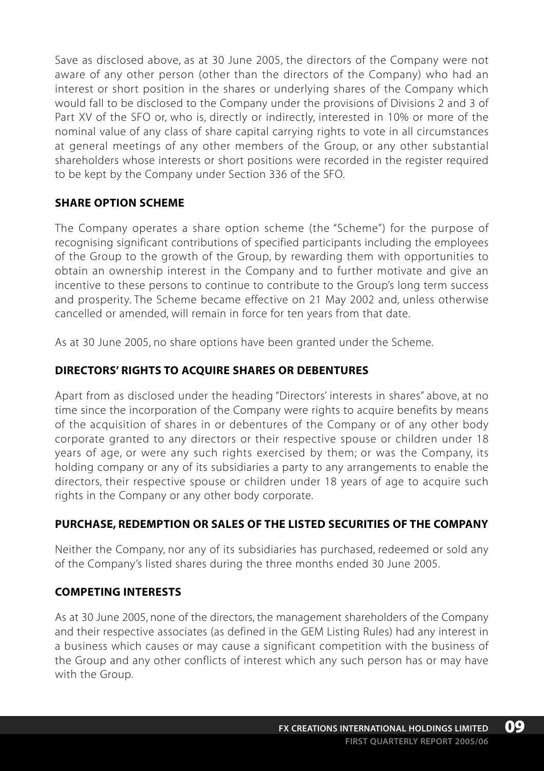Save as disclosed above, as at 30 June 2005, the directors of the Company were not aware of any other person (other than the directors of the Company) who had an interest or short position in the shares or underlying shares of the Company which would fall to be disclosed to the Company under the provisions of Divisions 2 and 3 of Part XV of the SFO or, who is, directly or indirectly, interested in 10% or more of the nominal value of any class of share capital carrying rights to vote in all circumstances at general meetings of any other members of the Group, or any other substantial shareholders whose interests or short positions were recorded in the register required to be kept by the Company under Section 336 of the SFO.

## SHARE OPTION SCHEME

The Company operates a share option scheme (the "Scheme") for the purpose of recognising significant contributions of specified participants including the employees of the Group to the growth of the Group, by rewarding them with opportunities to obtain an ownership interest in the Company and to further motivate and give an incentive to these persons to continue to contribute to the Group's long term success and prosperity. The Scheme became effective on 21 May 2002 and, unless otherwise cancelled or amended, will remain in force for ten years from that date.

As at 30 June 2005, no share options have been granted under the Scheme.

## DIRECTORS' RIGHTS TO ACQUIRE SHARES OR DEBENTURES

Apart from as disclosed under the heading "Directors' interests in shares" above, at no time since the incorporation of the Company were rights to acquire benefits by means of the acquisition of shares in or debentures of the Company or of any other body corporate granted to any directors or their respective spouse or children under 18 years of age, or were any such rights exercised by them; or was the Company, its holding company or any of its subsidiaries a party to any arrangements to enable the directors, their respective spouse or children under 18 years of age to acquire such rights in the Company or any other body corporate.

## PURCHASE, REDEMPTION OR SALES OF THE LISTED SECURITIES OF THE COMPANY

Neither the Company, nor any of its subsidiaries has purchased, redeemed or sold any of the Company's listed shares during the three months ended 30 June 2005.

## COMPETING INTERESTS

As at 30 June 2005, none of the directors, the management shareholders of the Company and their respective associates (as defined in the GEM Listing Rules) had any interest in a business which causes or may cause a significant competition with the business of the Group and any other conflicts of interest which any such person has or may have with the Group.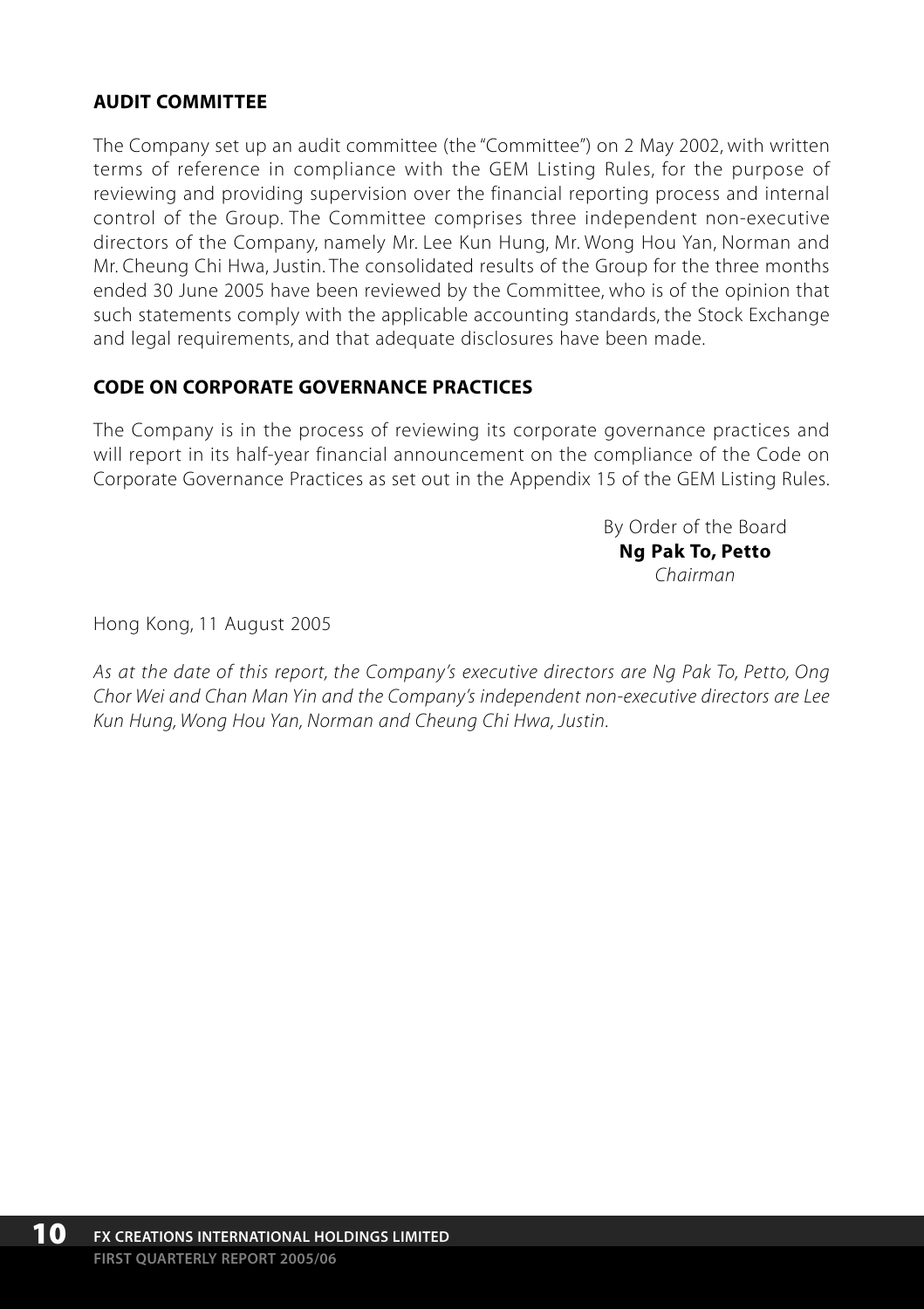## AUDIT COMMITTEE

The Company set up an audit committee (the "Committee") on 2 May 2002, with written terms of reference in compliance with the GEM Listing Rules, for the purpose of reviewing and providing supervision over the financial reporting process and internal control of the Group. The Committee comprises three independent non-executive directors of the Company, namely Mr. Lee Kun Hung, Mr. Wong Hou Yan, Norman and Mr. Cheung Chi Hwa, Justin. The consolidated results of the Group for the three months ended 30 June 2005 have been reviewed by the Committee, who is of the opinion that such statements comply with the applicable accounting standards, the Stock Exchange and legal requirements, and that adequate disclosures have been made.

## CODE ON CORPORATE GOVERNANCE PRACTICES

The Company is in the process of reviewing its corporate governance practices and will report in its half-year financial announcement on the compliance of the Code on Corporate Governance Practices as set out in the Appendix 15 of the GEM Listing Rules.

By Order of the Board
**Ng Pak To, Petto**
*Chairman*

Hong Kong, 11 August 2005

*As at the date of this report, the Company's executive directors are Ng Pak To, Petto, Ong Chor Wei and Chan Man Yin and the Company's independent non-executive directors are Lee Kun Hung, Wong Hou Yan, Norman and Cheung Chi Hwa, Justin.*